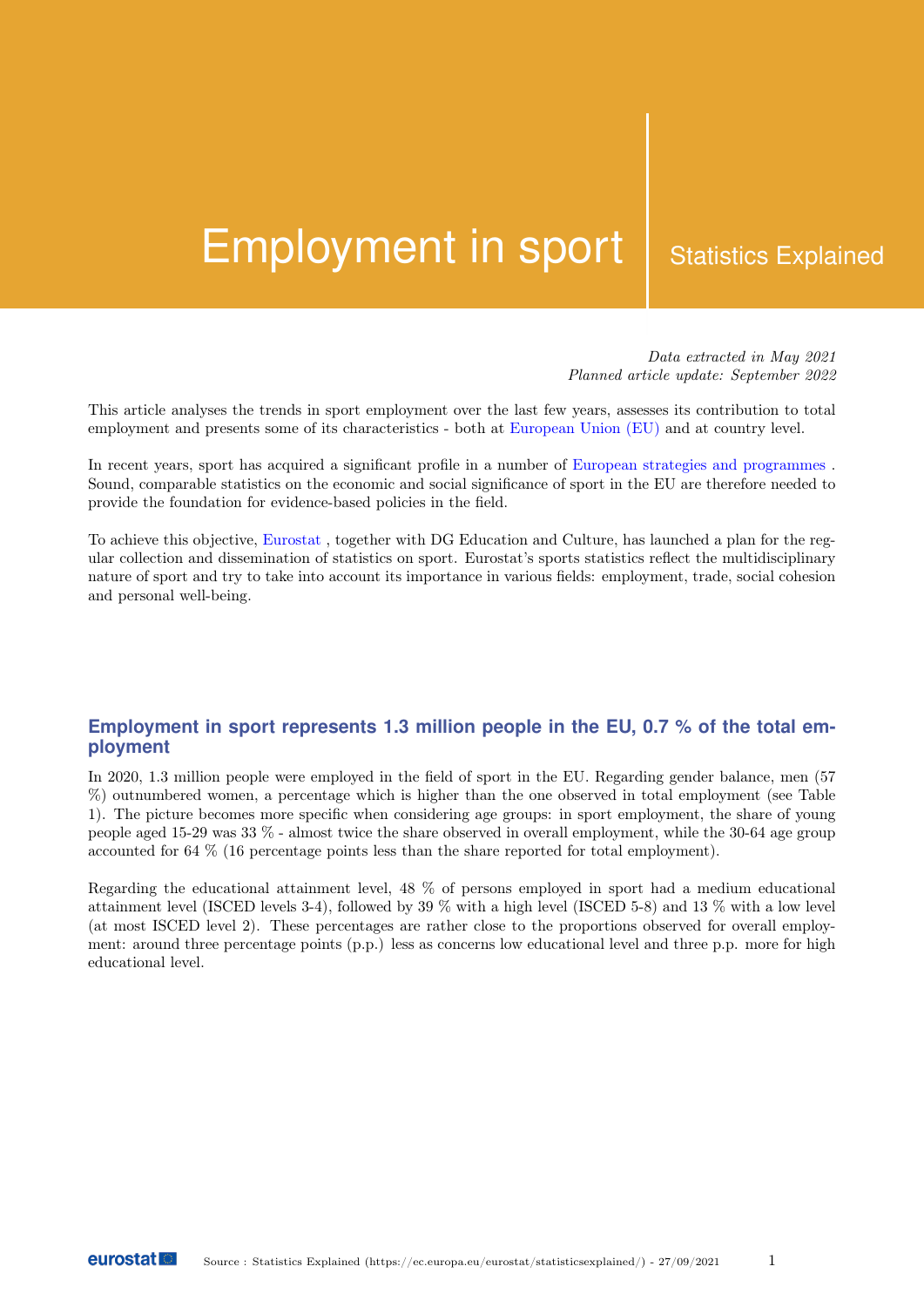# Employment in sport

Statistics Explained

*Data extracted in May 2021*
*Planned article update: September 2022*

This article analyses the trends in sport employment over the last few years, assesses its contribution to total employment and presents some of its characteristics - both at European Union (EU) and at country level.

In recent years, sport has acquired a significant profile in a number of European strategies and programmes . Sound, comparable statistics on the economic and social significance of sport in the EU are therefore needed to provide the foundation for evidence-based policies in the field.

To achieve this objective, Eurostat , together with DG Education and Culture, has launched a plan for the regular collection and dissemination of statistics on sport. Eurostat's sports statistics reflect the multidisciplinary nature of sport and try to take into account its importance in various fields: employment, trade, social cohesion and personal well-being.

## Employment in sport represents 1.3 million people in the EU, 0.7 % of the total employment

In 2020, 1.3 million people were employed in the field of sport in the EU. Regarding gender balance, men (57 %) outnumbered women, a percentage which is higher than the one observed in total employment (see Table 1). The picture becomes more specific when considering age groups: in sport employment, the share of young people aged 15-29 was 33 % - almost twice the share observed in overall employment, while the 30-64 age group accounted for 64 % (16 percentage points less than the share reported for total employment).

Regarding the educational attainment level, 48 % of persons employed in sport had a medium educational attainment level (ISCED levels 3-4), followed by 39 % with a high level (ISCED 5-8) and 13 % with a low level (at most ISCED level 2). These percentages are rather close to the proportions observed for overall employment: around three percentage points (p.p.) less as concerns low educational level and three p.p. more for high educational level.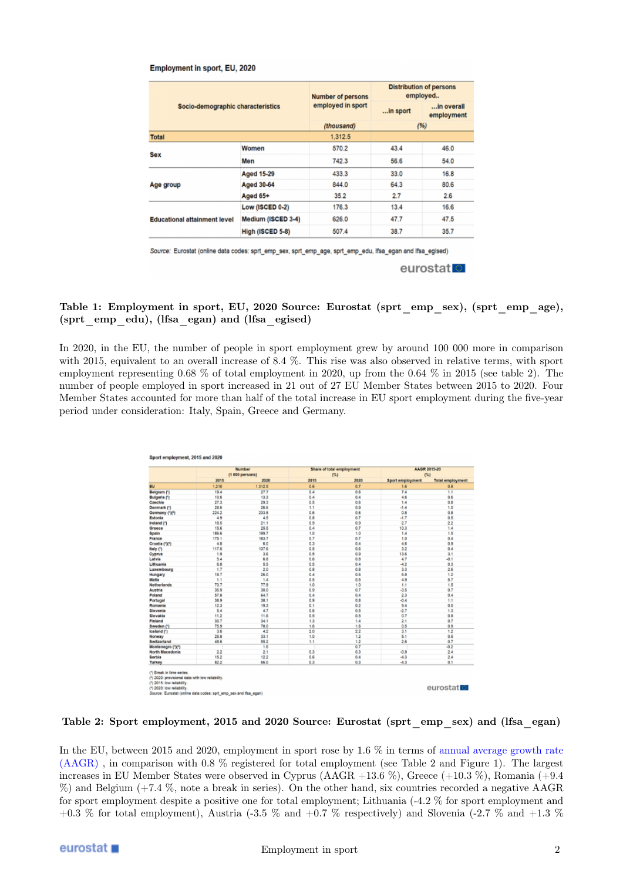**Employment in sport, EU, 2020**

| Socio-demographic characteristics | | Number of persons employed in sport | Distribution of persons employed.. | |
|---|---|---|---|---|
| | | | ...in sport | ...in overall employment |
| | | (thousand) | (%) | |
| **Total** | | 1,312.5 | | |
| Sex | Women | 570.2 | 43.4 | 46.0 |
| | Men | 742.3 | 56.6 | 54.0 |
| Age group | Aged 15-29 | 433.3 | 33.0 | 16.8 |
| | Aged 30-64 | 844.0 | 64.3 | 80.6 |
| | Aged 65+ | 35.2 | 2.7 | 2.6 |
| Educational attainment level | Low (ISCED 0-2) | 176.3 | 13.4 | 16.6 |
| | Medium (ISCED 3-4) | 626.0 | 47.7 | 47.5 |
| | High (ISCED 5-8) | 507.4 | 38.7 | 35.7 |

*Source:* Eurostat (online data codes: sprt_emp_sex, sprt_emp_age, sprt_emp_edu, lfsa_egan and lfsa_egised)

**Table 1: Employment in sport, EU, 2020 Source: Eurostat (sprt_emp_sex), (sprt_emp_age), (sprt_emp_edu), (lfsa_egan) and (lfsa_egised)**

In 2020, in the EU, the number of people in sport employment grew by around 100 000 more in comparison with 2015, equivalent to an overall increase of 8.4 %. This rise was also observed in relative terms, with sport employment representing 0.68 % of total employment in 2020, up from the 0.64 % in 2015 (see table 2). The number of people employed in sport increased in 21 out of 27 EU Member States between 2015 to 2020. Four Member States accounted for more than half of the total increase in EU sport employment during the five-year period under consideration: Italy, Spain, Greece and Germany.

**Sport employment, 2015 and 2020**

| | Number (1 000 persons) | | Share of total employment (%) | | AAGR 2015-20 (%) | |
|---|---|---|---|---|---|---|
| | 2015 | 2020 | 2015 | 2020 | Sport employment | Total employment |
| **EU** | 1,210 | 1,312.5 | 0.6 | 0.7 | 1.6 | 0.8 |
| Belgium (¹) | 19.4 | 27.7 | 0.4 | 0.6 | 7.4 | 1.1 |
| Bulgaria (²) | 10.6 | 13.3 | 0.4 | 0.4 | 4.6 | 0.6 |
| Czechia | 27.3 | 29.3 | 0.5 | 0.6 | 1.4 | 0.8 |
| Denmark (¹) | 28.6 | 26.6 | 1.1 | 0.9 | -1.4 | 1.0 |
| Germany (¹)(²) | 224.2 | 233.8 | 0.6 | 0.6 | 0.8 | 0.8 |
| Estonia | 4.9 | 4.5 | 0.8 | 0.7 | -1.7 | 0.5 |
| Ireland (¹) | 18.5 | 21.1 | 0.9 | 0.9 | 2.7 | 2.2 |
| Greece | 15.6 | 25.5 | 0.4 | 0.7 | 10.3 | 1.4 |
| Spain | 186.6 | 199.7 | 1.0 | 1.0 | 1.4 | 1.5 |
| France | 175.1 | 183.7 | 0.7 | 0.7 | 1.0 | 0.4 |
| Croatia (³)(⁴) | 4.8 | 6.0 | 0.3 | 0.4 | 4.6 | 0.9 |
| Italy (¹) | 117.5 | 137.6 | 0.5 | 0.6 | 3.2 | 0.4 |
| Cyprus | 1.9 | 3.6 | 0.5 | 0.9 | 13.6 | 3.1 |
| Latvia | 5.4 | 6.8 | 0.6 | 0.8 | 4.7 | -0.1 |
| Lithuania | 6.8 | 5.5 | 0.5 | 0.4 | -4.2 | 0.3 |
| Luxembourg | 1.7 | 2.0 | 0.8 | 0.8 | 3.3 | 2.6 |
| Hungary | 18.7 | 26.0 | 0.4 | 0.6 | 6.8 | 1.2 |
| Malta | 1.1 | 1.4 | 0.5 | 0.5 | 4.9 | 5.7 |
| Netherlands | 73.7 | 77.9 | 1.0 | 1.0 | 1.1 | 1.5 |
| Austria | 35.9 | 30.0 | 0.9 | 0.7 | -3.5 | 0.7 |
| Poland | 57.8 | 64.7 | 0.4 | 0.4 | 2.3 | 0.4 |
| Portugal | 38.9 | 38.1 | 0.9 | 0.8 | -0.4 | 1.1 |
| Romania | 12.3 | 19.3 | 0.1 | 0.2 | 9.4 | 0.0 |
| Slovenia | 5.4 | 4.7 | 0.6 | 0.5 | -2.7 | 1.3 |
| Slovakia | 11.2 | 11.6 | 0.5 | 0.5 | 0.7 | 0.9 |
| Finland | 30.7 | 34.1 | 1.3 | 1.4 | 2.1 | 0.7 |
| Sweden (¹) | 75.9 | 78.0 | 1.6 | 1.6 | 0.5 | 0.9 |
| Iceland (¹) | 3.6 | 4.2 | 2.0 | 2.2 | 3.1 | 1.2 |
| Norway | 25.8 | 33.1 | 1.0 | 1.2 | 5.1 | 0.5 |
| Switzerland | 48.6 | 55.2 | 1.1 | 1.2 | 2.6 | 0.7 |
| Montenegro (³)(⁴) | : | 1.6 | : | 0.7 | : | -0.2 |
| North Macedonia | 2.2 | 2.1 | 0.3 | 0.3 | -0.9 | 2.4 |
| Serbia | 15.2 | 12.2 | 0.6 | 0.4 | -4.3 | 2.4 |
| Turkey | 82.2 | 66.0 | 0.3 | 0.3 | -4.3 | 0.1 |

(¹) Break in time series.
(²) 2020: provisional data with low reliability.
(³) 2015: low reliability.
(⁴) 2020: low reliability.
Source: Eurostat (online data codes: sprt_emp_sex and lfsa_egan)

**Table 2: Sport employment, 2015 and 2020 Source: Eurostat (sprt_emp_sex) and (lfsa_egan)**

In the EU, between 2015 and 2020, employment in sport rose by 1.6 % in terms of annual average growth rate (AAGR) , in comparison with 0.8 % registered for total employment (see Table 2 and Figure 1). The largest increases in EU Member States were observed in Cyprus (AAGR +13.6 %), Greece (+10.3 %), Romania (+9.4 %) and Belgium (+7.4 %, note a break in series). On the other hand, six countries recorded a negative AAGR for sport employment despite a positive one for total employment; Lithuania (-4.2 % for sport employment and +0.3 % for total employment), Austria (-3.5 % and +0.7 % respectively) and Slovenia (-2.7 % and +1.3 %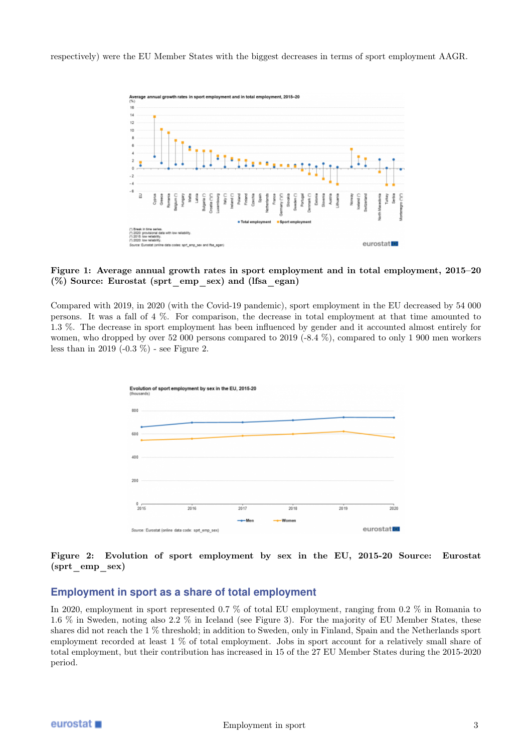respectively) were the EU Member States with the biggest decreases in terms of sport employment AAGR.

**Figure 1: Average annual growth rates in sport employment and in total employment, 2015–20 (%) Source: Eurostat (sprt_emp_sex) and (lfsa_egan)**

Compared with 2019, in 2020 (with the Covid-19 pandemic), sport employment in the EU decreased by 54 000 persons. It was a fall of 4 %. For comparison, the decrease in total employment at that time amounted to 1.3 %. The decrease in sport employment has been influenced by gender and it accounted almost entirely for women, who dropped by over 52 000 persons compared to 2019 (-8.4 %), compared to only 1 900 men workers less than in 2019 (-0.3 %) - see Figure 2.

**Figure 2: Evolution of sport employment by sex in the EU, 2015-20 Source: Eurostat (sprt_emp_sex)**

## Employment in sport as a share of total employment

In 2020, employment in sport represented 0.7 % of total EU employment, ranging from 0.2 % in Romania to 1.6 % in Sweden, noting also 2.2 % in Iceland (see Figure 3). For the majority of EU Member States, these shares did not reach the 1 % threshold; in addition to Sweden, only in Finland, Spain and the Netherlands sport employment recorded at least 1 % of total employment. Jobs in sport account for a relatively small share of total employment, but their contribution has increased in 15 of the 27 EU Member States during the 2015-2020 period.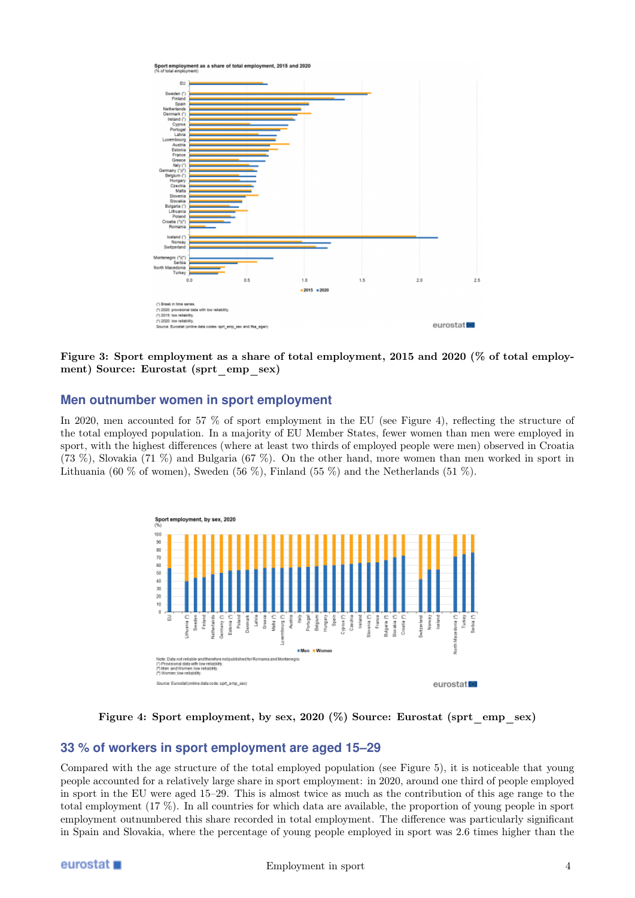**Figure 3: Sport employment as a share of total employment, 2015 and 2020 (% of total employment) Source: Eurostat (sprt_emp_sex)**

## Men outnumber women in sport employment

In 2020, men accounted for 57 % of sport employment in the EU (see Figure 4), reflecting the structure of the total employed population. In a majority of EU Member States, fewer women than men were employed in sport, with the highest differences (where at least two thirds of employed people were men) observed in Croatia (73 %), Slovakia (71 %) and Bulgaria (67 %). On the other hand, more women than men worked in sport in Lithuania (60 % of women), Sweden (56 %), Finland (55 %) and the Netherlands (51 %).

**Figure 4: Sport employment, by sex, 2020 (%) Source: Eurostat (sprt_emp_sex)**

## 33 % of workers in sport employment are aged 15–29

Compared with the age structure of the total employed population (see Figure 5), it is noticeable that young people accounted for a relatively large share in sport employment: in 2020, around one third of people employed in sport in the EU were aged 15–29. This is almost twice as much as the contribution of this age range to the total employment (17 %). In all countries for which data are available, the proportion of young people in sport employment outnumbered this share recorded in total employment. The difference was particularly significant in Spain and Slovakia, where the percentage of young people employed in sport was 2.6 times higher than the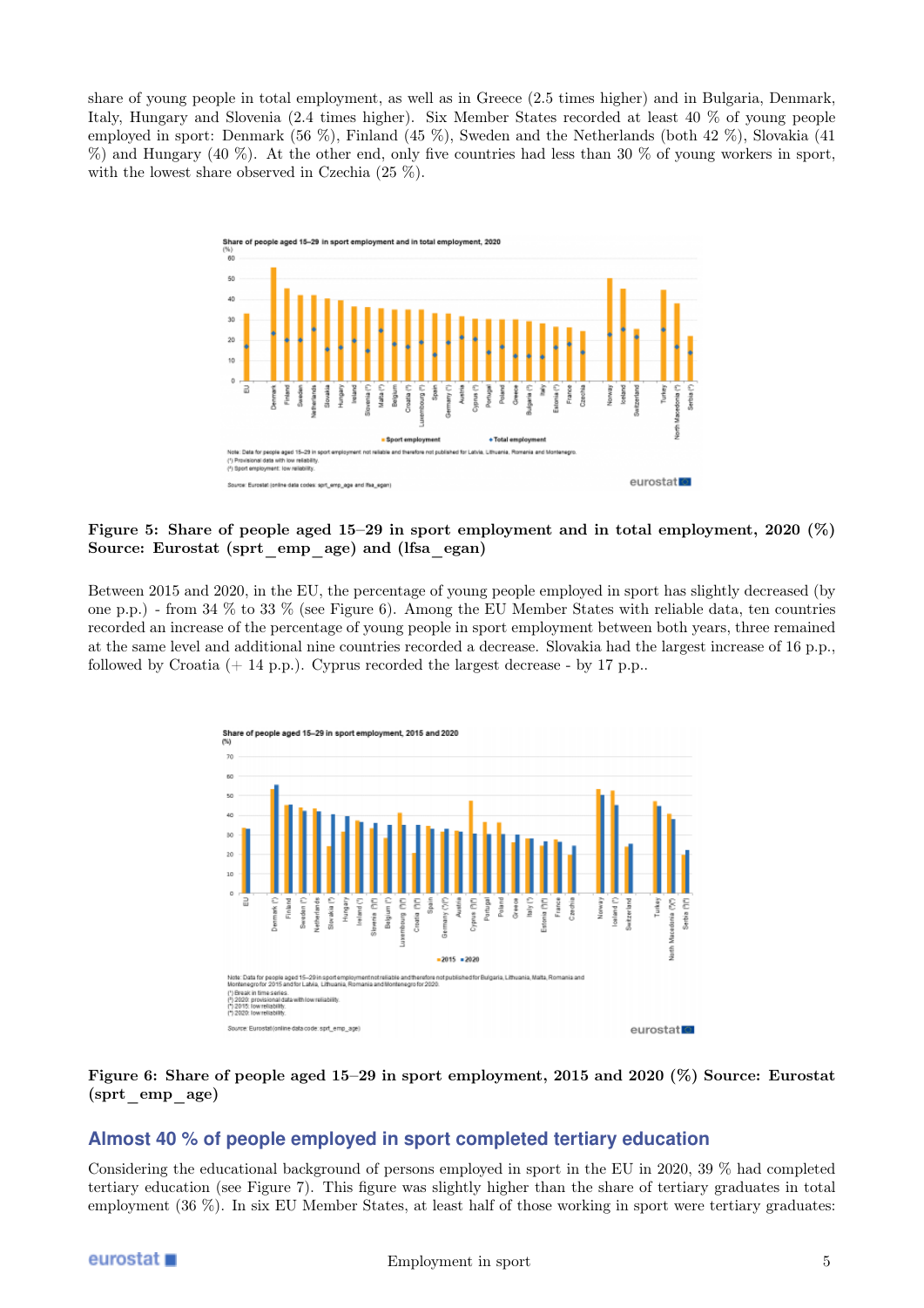share of young people in total employment, as well as in Greece (2.5 times higher) and in Bulgaria, Denmark, Italy, Hungary and Slovenia (2.4 times higher). Six Member States recorded at least 40 % of young people employed in sport: Denmark (56 %), Finland (45 %), Sweden and the Netherlands (both 42 %), Slovakia (41 %) and Hungary (40 %). At the other end, only five countries had less than 30 % of young workers in sport, with the lowest share observed in Czechia (25 %).

**Figure 5: Share of people aged 15–29 in sport employment and in total employment, 2020 (%) Source: Eurostat (sprt_emp_age) and (lfsa_egan)**

Between 2015 and 2020, in the EU, the percentage of young people employed in sport has slightly decreased (by one p.p.) - from 34 % to 33 % (see Figure 6). Among the EU Member States with reliable data, ten countries recorded an increase of the percentage of young people in sport employment between both years, three remained at the same level and additional nine countries recorded a decrease. Slovakia had the largest increase of 16 p.p., followed by Croatia (+ 14 p.p.). Cyprus recorded the largest decrease - by 17 p.p..

**Figure 6: Share of people aged 15–29 in sport employment, 2015 and 2020 (%) Source: Eurostat (sprt_emp_age)**

## Almost 40 % of people employed in sport completed tertiary education

Considering the educational background of persons employed in sport in the EU in 2020, 39 % had completed tertiary education (see Figure 7). This figure was slightly higher than the share of tertiary graduates in total employment (36 %). In six EU Member States, at least half of those working in sport were tertiary graduates: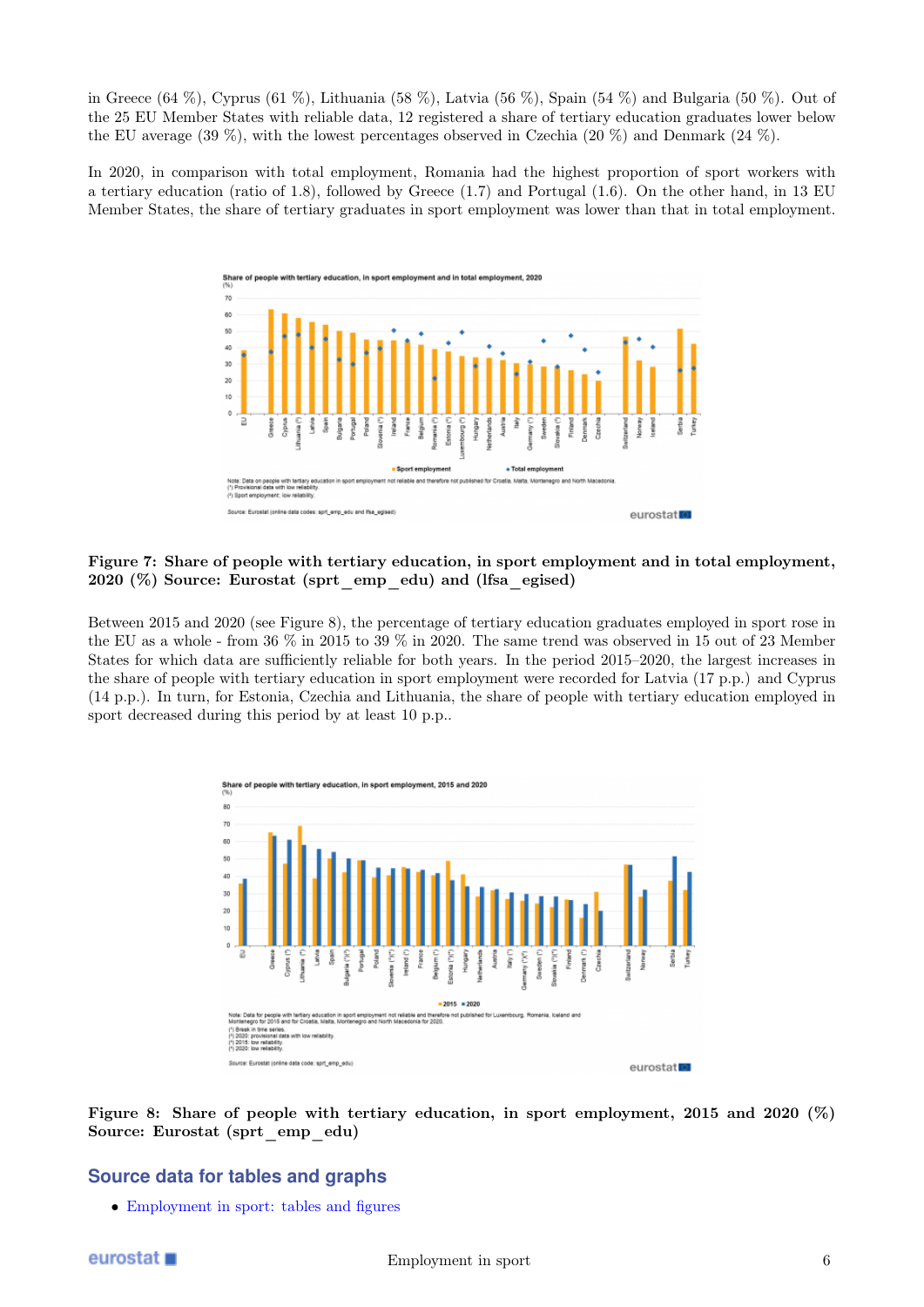in Greece (64 %), Cyprus (61 %), Lithuania (58 %), Latvia (56 %), Spain (54 %) and Bulgaria (50 %). Out of the 25 EU Member States with reliable data, 12 registered a share of tertiary education graduates lower below the EU average (39 %), with the lowest percentages observed in Czechia (20 %) and Denmark (24 %).

In 2020, in comparison with total employment, Romania had the highest proportion of sport workers with a tertiary education (ratio of 1.8), followed by Greece (1.7) and Portugal (1.6). On the other hand, in 13 EU Member States, the share of tertiary graduates in sport employment was lower than that in total employment.

**Figure 7: Share of people with tertiary education, in sport employment and in total employment, 2020 (%) Source: Eurostat (sprt_emp_edu) and (lfsa_egised)**

Between 2015 and 2020 (see Figure 8), the percentage of tertiary education graduates employed in sport rose in the EU as a whole - from 36 % in 2015 to 39 % in 2020. The same trend was observed in 15 out of 23 Member States for which data are sufficiently reliable for both years. In the period 2015–2020, the largest increases in the share of people with tertiary education in sport employment were recorded for Latvia (17 p.p.) and Cyprus (14 p.p.). In turn, for Estonia, Czechia and Lithuania, the share of people with tertiary education employed in sport decreased during this period by at least 10 p.p..

**Figure 8: Share of people with tertiary education, in sport employment, 2015 and 2020 (%) Source: Eurostat (sprt_emp_edu)**

## Source data for tables and graphs

- Employment in sport: tables and figures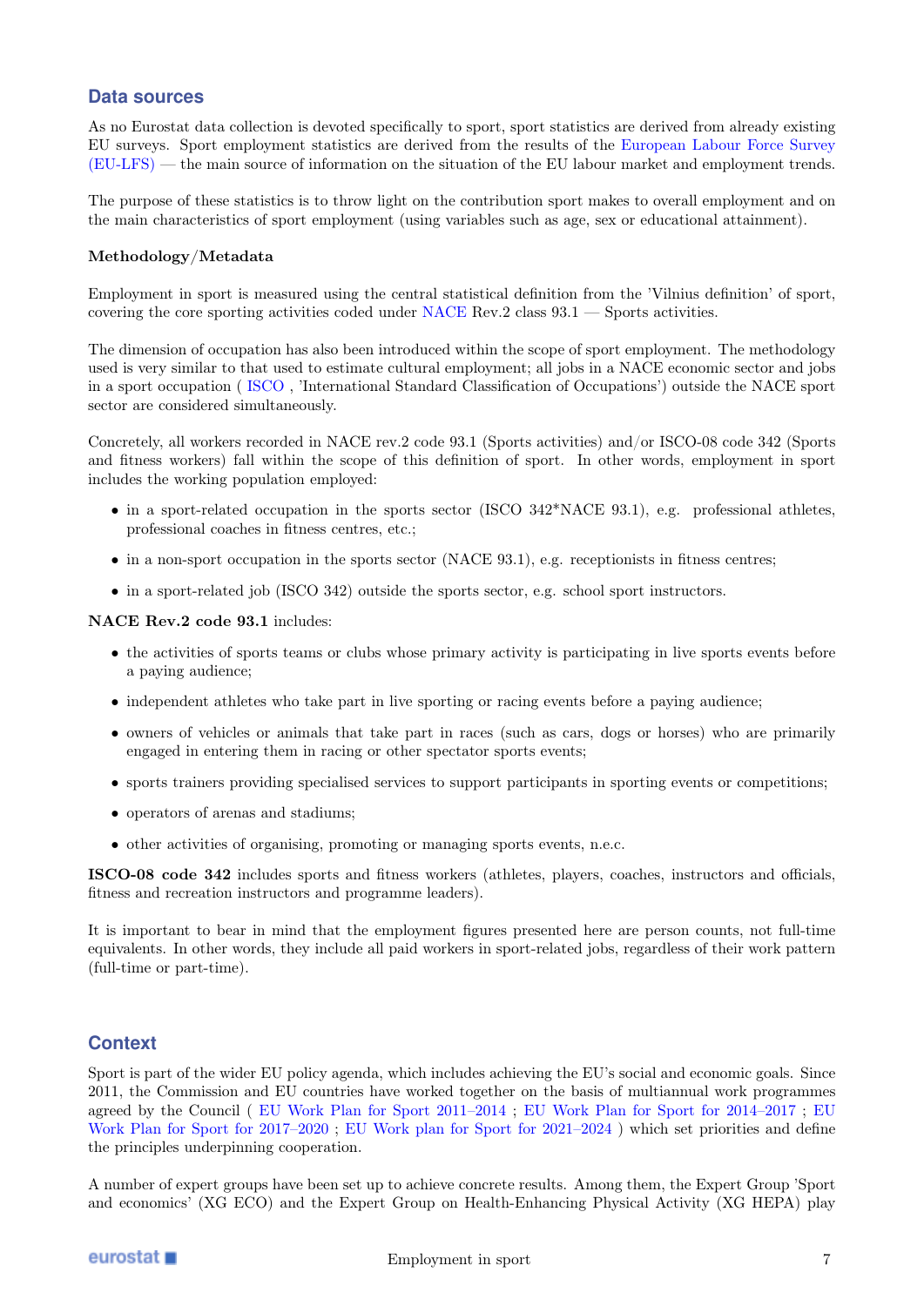## Data sources

As no Eurostat data collection is devoted specifically to sport, sport statistics are derived from already existing EU surveys. Sport employment statistics are derived from the results of the European Labour Force Survey (EU-LFS) — the main source of information on the situation of the EU labour market and employment trends.

The purpose of these statistics is to throw light on the contribution sport makes to overall employment and on the main characteristics of sport employment (using variables such as age, sex or educational attainment).

**Methodology/Metadata**

Employment in sport is measured using the central statistical definition from the 'Vilnius definition' of sport, covering the core sporting activities coded under NACE Rev.2 class 93.1 — Sports activities.

The dimension of occupation has also been introduced within the scope of sport employment. The methodology used is very similar to that used to estimate cultural employment; all jobs in a NACE economic sector and jobs in a sport occupation ( ISCO , 'International Standard Classification of Occupations') outside the NACE sport sector are considered simultaneously.

Concretely, all workers recorded in NACE rev.2 code 93.1 (Sports activities) and/or ISCO-08 code 342 (Sports and fitness workers) fall within the scope of this definition of sport. In other words, employment in sport includes the working population employed:

- in a sport-related occupation in the sports sector (ISCO 342*NACE 93.1), e.g. professional athletes, professional coaches in fitness centres, etc.;
- in a non-sport occupation in the sports sector (NACE 93.1), e.g. receptionists in fitness centres;
- in a sport-related job (ISCO 342) outside the sports sector, e.g. school sport instructors.

**NACE Rev.2 code 93.1** includes:

- the activities of sports teams or clubs whose primary activity is participating in live sports events before a paying audience;
- independent athletes who take part in live sporting or racing events before a paying audience;
- owners of vehicles or animals that take part in races (such as cars, dogs or horses) who are primarily engaged in entering them in racing or other spectator sports events;
- sports trainers providing specialised services to support participants in sporting events or competitions;
- operators of arenas and stadiums;
- other activities of organising, promoting or managing sports events, n.e.c.

**ISCO-08 code 342** includes sports and fitness workers (athletes, players, coaches, instructors and officials, fitness and recreation instructors and programme leaders).

It is important to bear in mind that the employment figures presented here are person counts, not full-time equivalents. In other words, they include all paid workers in sport-related jobs, regardless of their work pattern (full-time or part-time).

## Context

Sport is part of the wider EU policy agenda, which includes achieving the EU's social and economic goals. Since 2011, the Commission and EU countries have worked together on the basis of multiannual work programmes agreed by the Council ( EU Work Plan for Sport 2011–2014 ; EU Work Plan for Sport for 2014–2017 ; EU Work Plan for Sport for 2017–2020 ; EU Work plan for Sport for 2021–2024 ) which set priorities and define the principles underpinning cooperation.

A number of expert groups have been set up to achieve concrete results. Among them, the Expert Group 'Sport and economics' (XG ECO) and the Expert Group on Health-Enhancing Physical Activity (XG HEPA) play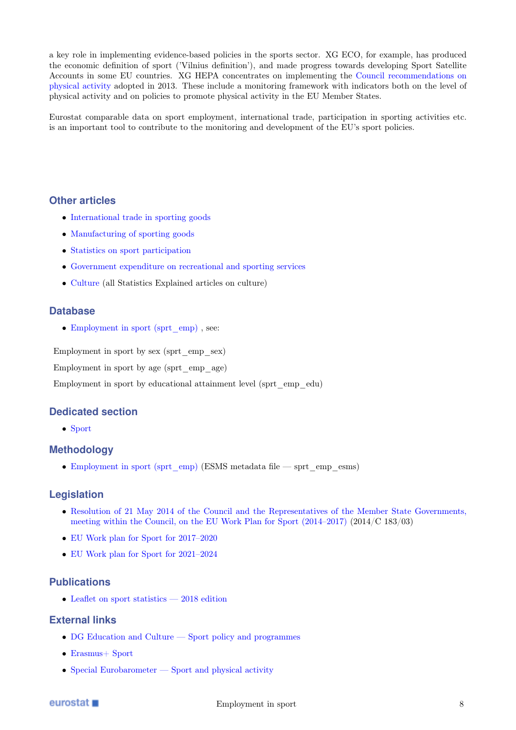a key role in implementing evidence-based policies in the sports sector. XG ECO, for example, has produced the economic definition of sport ('Vilnius definition'), and made progress towards developing Sport Satellite Accounts in some EU countries. XG HEPA concentrates on implementing the Council recommendations on physical activity adopted in 2013. These include a monitoring framework with indicators both on the level of physical activity and on policies to promote physical activity in the EU Member States.

Eurostat comparable data on sport employment, international trade, participation in sporting activities etc. is an important tool to contribute to the monitoring and development of the EU's sport policies.

## Other articles

- International trade in sporting goods
- Manufacturing of sporting goods
- Statistics on sport participation
- Government expenditure on recreational and sporting services
- Culture (all Statistics Explained articles on culture)

## Database

- Employment in sport (sprt_emp) , see:

Employment in sport by sex (sprt_emp_sex)

Employment in sport by age (sprt_emp_age)

Employment in sport by educational attainment level (sprt_emp_edu)

## Dedicated section

- Sport

## Methodology

- Employment in sport (sprt_emp) (ESMS metadata file — sprt_emp_esms)

## Legislation

- Resolution of 21 May 2014 of the Council and the Representatives of the Member State Governments, meeting within the Council, on the EU Work Plan for Sport (2014–2017) (2014/C 183/03)
- EU Work plan for Sport for 2017–2020
- EU Work plan for Sport for 2021–2024

## Publications

- Leaflet on sport statistics — 2018 edition

## External links

- DG Education and Culture — Sport policy and programmes
- Erasmus+ Sport
- Special Eurobarometer — Sport and physical activity